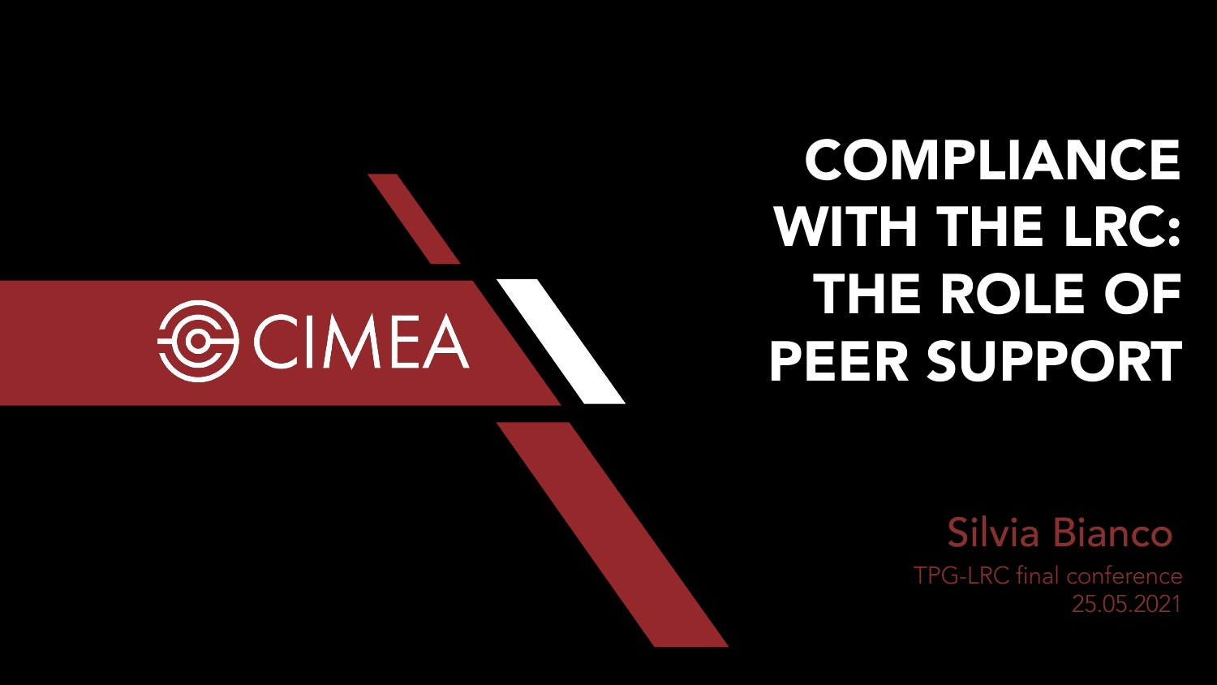CIMEA

# COMPLIANCE WITH THE LRC: THE ROLE OF PEER SUPPORT

Silvia Bianco

TPG-LRC final conference

25.05.2021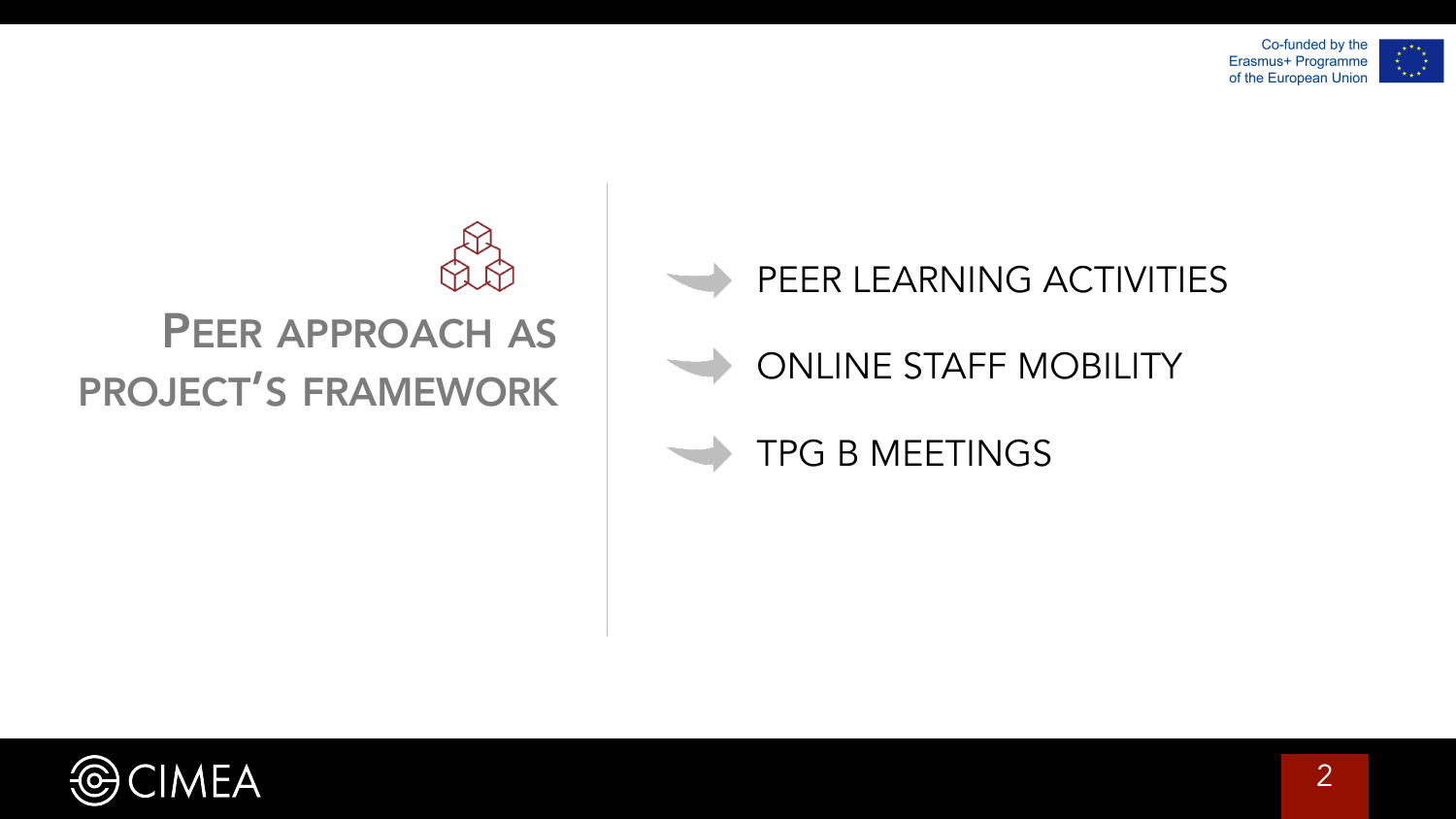## Peer approach as project's framework

- PEER LEARNING ACTIVITIES
- ONLINE STAFF MOBILITY
- TPG B MEETINGS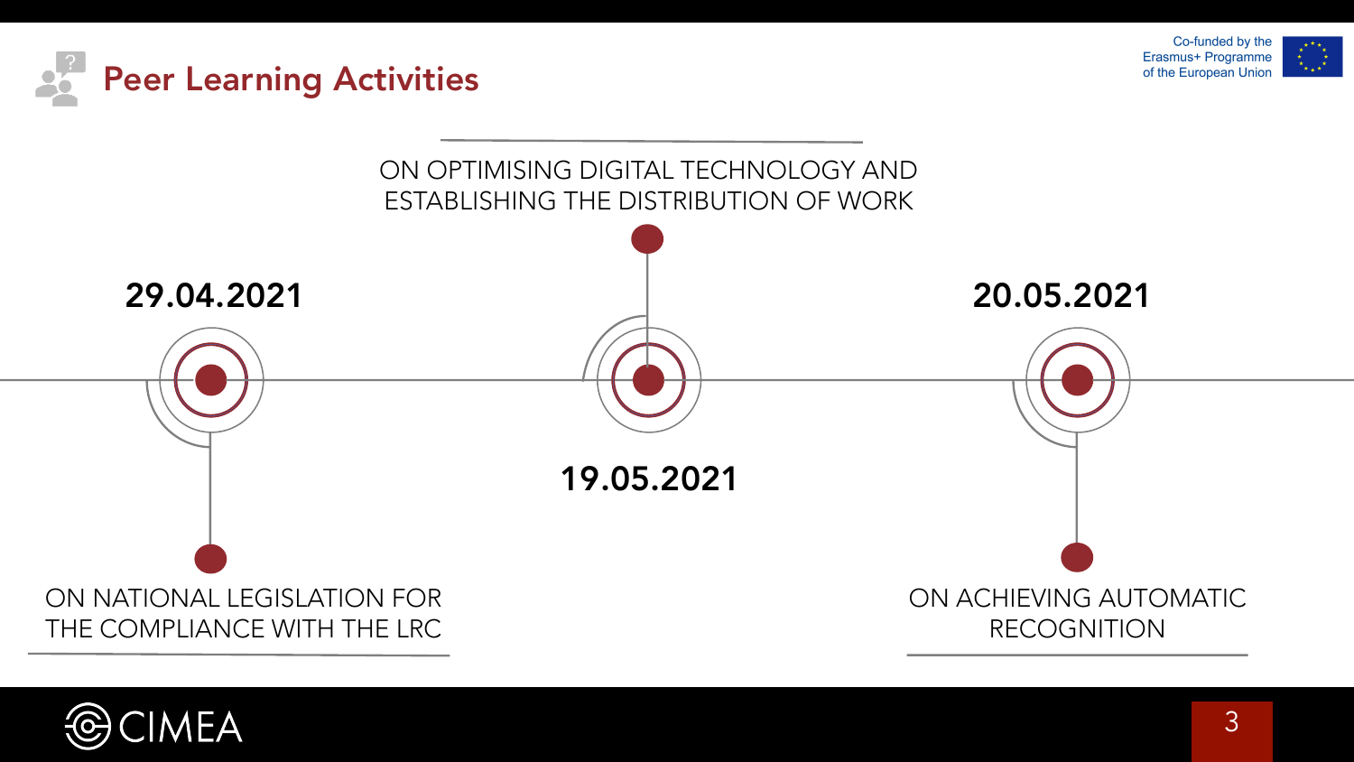# Peer Learning Activities

Co-funded by the Erasmus+ Programme of the European Union

**29.04.2021**

ON NATIONAL LEGISLATION FOR THE COMPLIANCE WITH THE LRC

**19.05.2021**

ON OPTIMISING DIGITAL TECHNOLOGY AND ESTABLISHING THE DISTRIBUTION OF WORK

**20.05.2021**

ON ACHIEVING AUTOMATIC RECOGNITION

CIMEA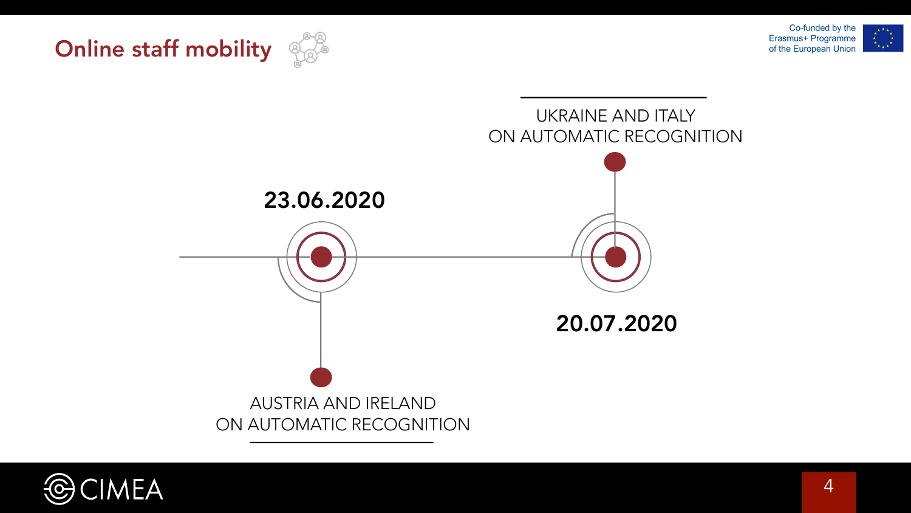# Online staff mobility

Co-funded by the Erasmus+ Programme of the European Union

**23.06.2020**

AUSTRIA AND IRELAND ON AUTOMATIC RECOGNITION

**20.07.2020**

UKRAINE AND ITALY ON AUTOMATIC RECOGNITION

CIMEA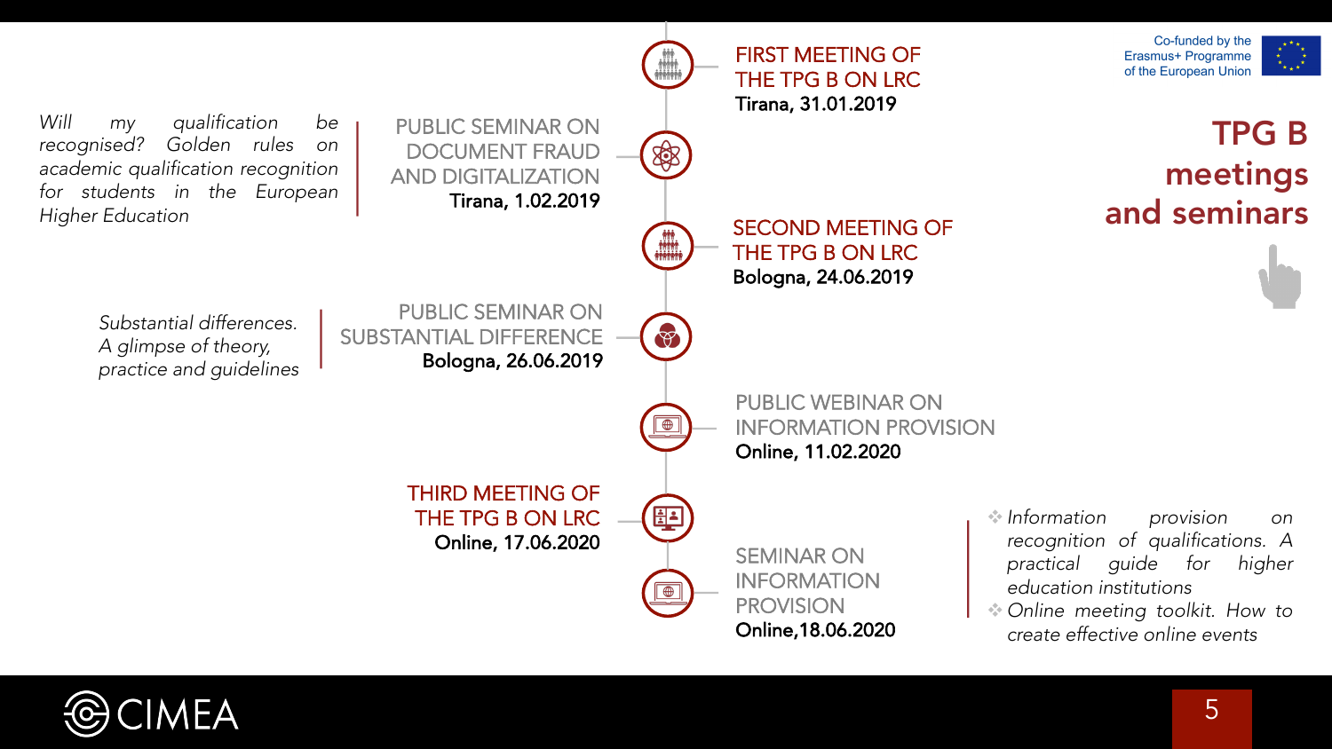Co-funded by the Erasmus+ Programme of the European Union

# TPG B meetings and seminars

**FIRST MEETING OF THE TPG B ON LRC**
Tirana, 31.01.2019

**PUBLIC SEMINAR ON DOCUMENT FRAUD AND DIGITALIZATION**
Tirana, 1.02.2019

*Will my qualification be recognised? Golden rules on academic qualification recognition for students in the European Higher Education*

**SECOND MEETING OF THE TPG B ON LRC**
Bologna, 24.06.2019

**PUBLIC SEMINAR ON SUBSTANTIAL DIFFERENCE**
Bologna, 26.06.2019

*Substantial differences. A glimpse of theory, practice and guidelines*

**PUBLIC WEBINAR ON INFORMATION PROVISION**
Online, 11.02.2020

**THIRD MEETING OF THE TPG B ON LRC**
Online, 17.06.2020

**SEMINAR ON INFORMATION PROVISION**
Online,18.06.2020

- *Information provision on recognition of qualifications. A practical guide for higher education institutions*
- *Online meeting toolkit. How to create effective online events*

CIMEA